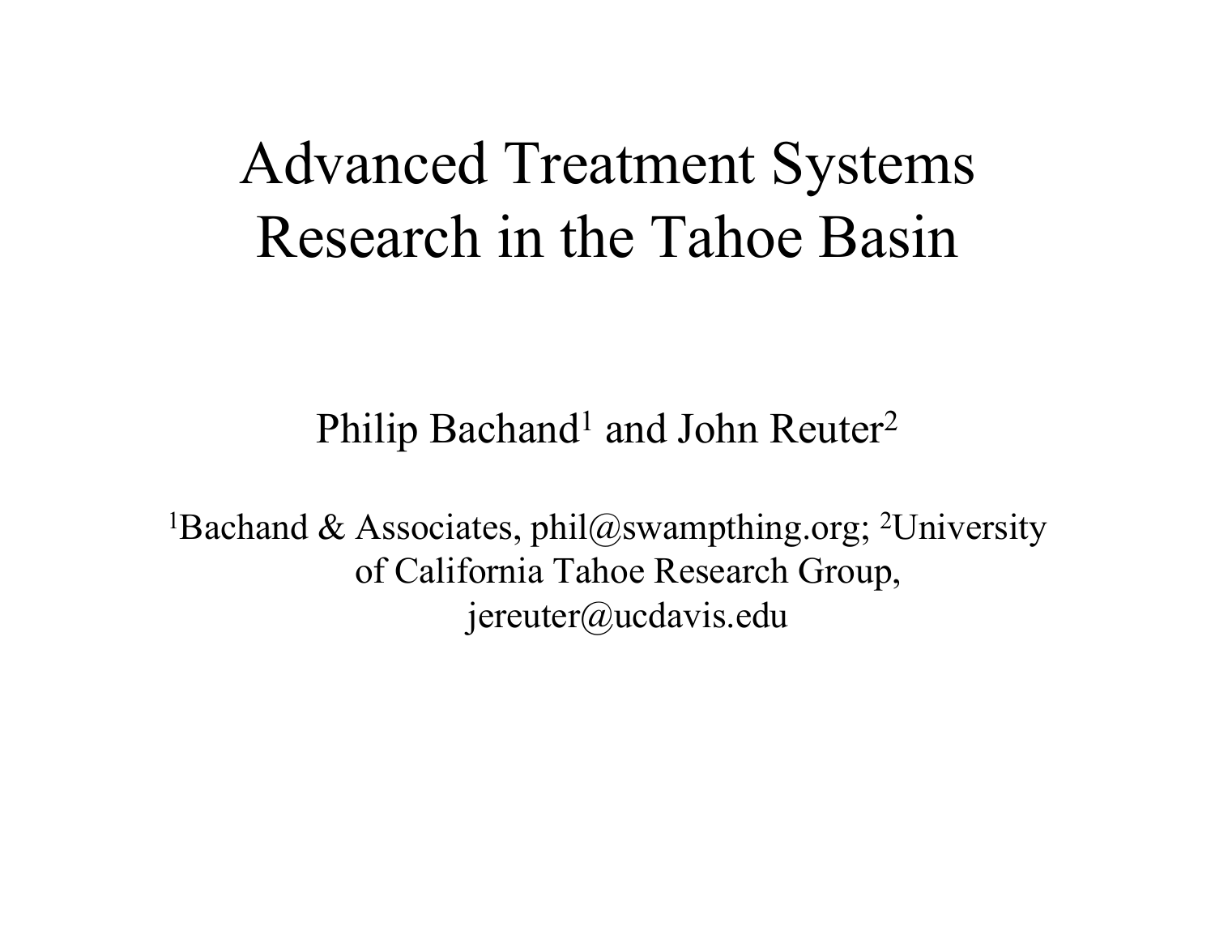# Advanced Treatment Systems Research in the Tahoe Basin

Philip Bachand[1] and John Reuter[2]

[1]Bachand & Associates, phil@swampthing.org; [2]University of California Tahoe Research Group, jereuter@ucdavis.edu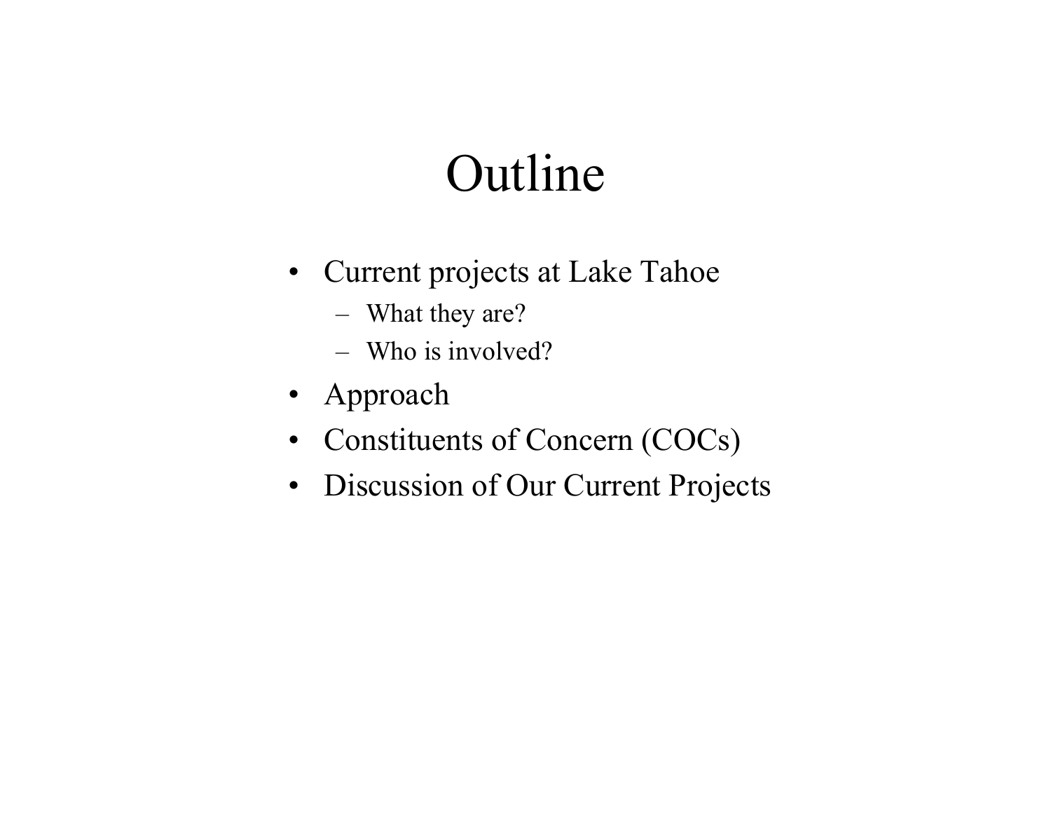# Outline

- Current projects at Lake Tahoe
  - What they are?
  - Who is involved?
- Approach
- Constituents of Concern (COCs)
- Discussion of Our Current Projects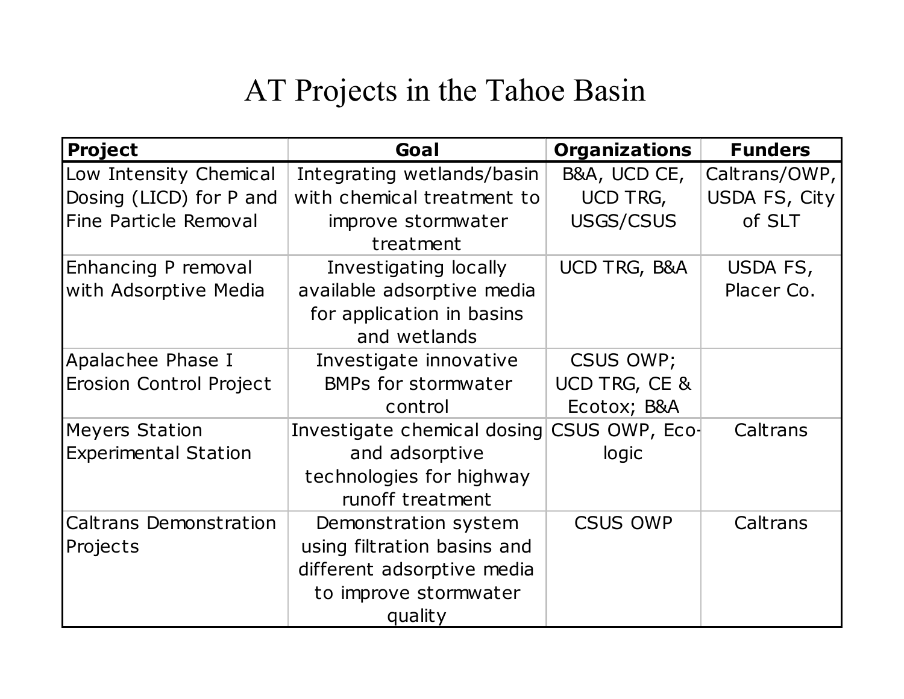# AT Projects in the Tahoe Basin

| Project | Goal | Organizations | Funders |
|---|---|---|---|
| Low Intensity Chemical Dosing (LICD) for P and Fine Particle Removal | Integrating wetlands/basin with chemical treatment to improve stormwater treatment | B&A, UCD CE, UCD TRG, USGS/CSUS | Caltrans/OWP, USDA FS, City of SLT |
| Enhancing P removal with Adsorptive Media | Investigating locally available adsorptive media for application in basins and wetlands | UCD TRG, B&A | USDA FS, Placer Co. |
| Apalachee Phase I Erosion Control Project | Investigate innovative BMPs for stormwater control | CSUS OWP; UCD TRG, CE & Ecotox; B&A | |
| Meyers Station Experimental Station | Investigate chemical dosing and adsorptive technologies for highway runoff treatment | CSUS OWP, Eco-logic | Caltrans |
| Caltrans Demonstration Projects | Demonstration system using filtration basins and different adsorptive media to improve stormwater quality | CSUS OWP | Caltrans |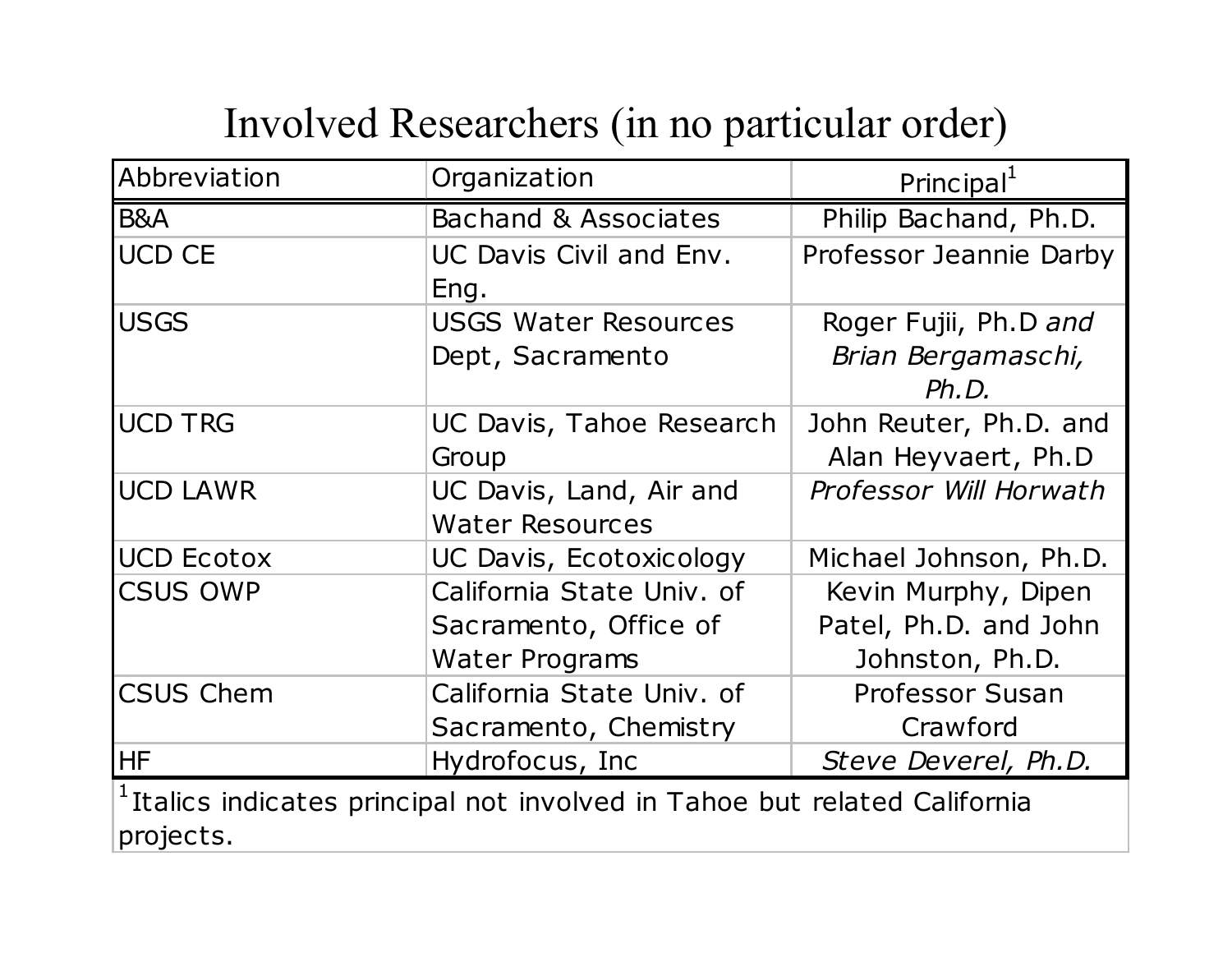# Involved Researchers (in no particular order)

| Abbreviation | Organization | Principal[1] |
|---|---|---|
| B&A | Bachand & Associates | Philip Bachand, Ph.D. |
| UCD CE | UC Davis Civil and Env. Eng. | Professor Jeannie Darby |
| USGS | USGS Water Resources Dept, Sacramento | Roger Fujii, Ph.D *and Brian Bergamaschi, Ph.D.* |
| UCD TRG | UC Davis, Tahoe Research Group | John Reuter, Ph.D. and Alan Heyvaert, Ph.D |
| UCD LAWR | UC Davis, Land, Air and Water Resources | *Professor Will Horwath* |
| UCD Ecotox | UC Davis, Ecotoxicology | Michael Johnson, Ph.D. |
| CSUS OWP | California State Univ. of Sacramento, Office of Water Programs | Kevin Murphy, Dipen Patel, Ph.D. and John Johnston, Ph.D. |
| CSUS Chem | California State Univ. of Sacramento, Chemistry | Professor Susan Crawford |
| HF | Hydrofocus, Inc | *Steve Deverel, Ph.D.* |

[1] Italics indicates principal not involved in Tahoe but related California projects.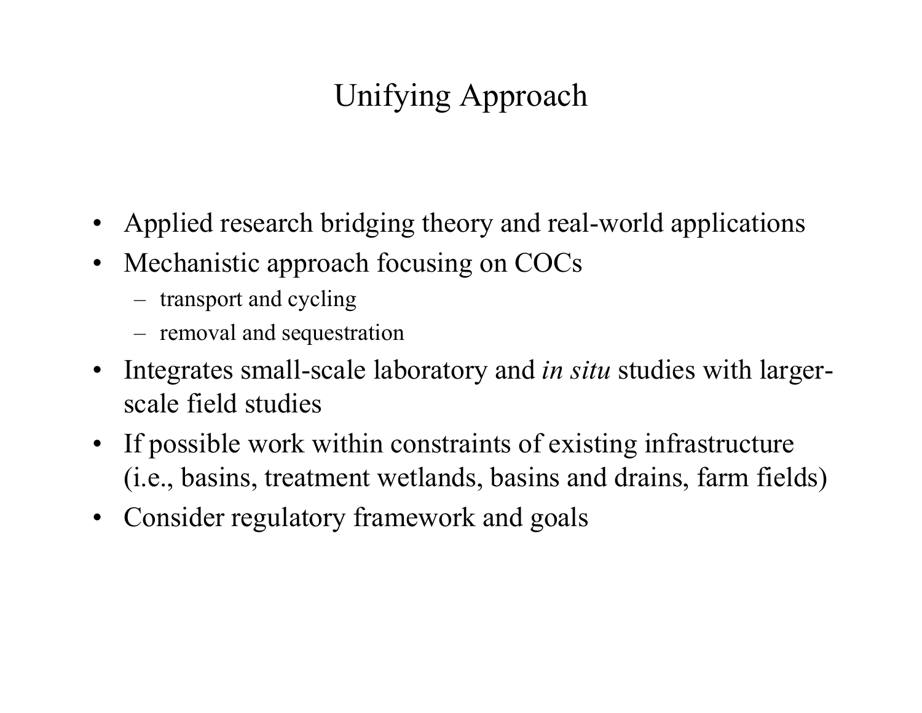# Unifying Approach

- Applied research bridging theory and real-world applications
- Mechanistic approach focusing on COCs
  - transport and cycling
  - removal and sequestration
- Integrates small-scale laboratory and *in situ* studies with larger-scale field studies
- If possible work within constraints of existing infrastructure (i.e., basins, treatment wetlands, basins and drains, farm fields)
- Consider regulatory framework and goals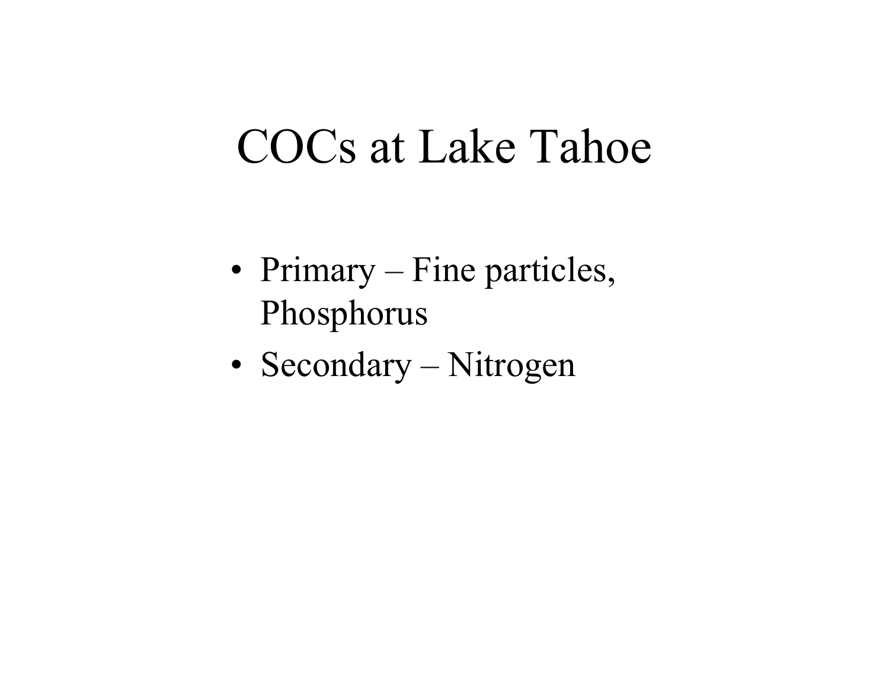# COCs at Lake Tahoe

- Primary – Fine particles, Phosphorus
- Secondary – Nitrogen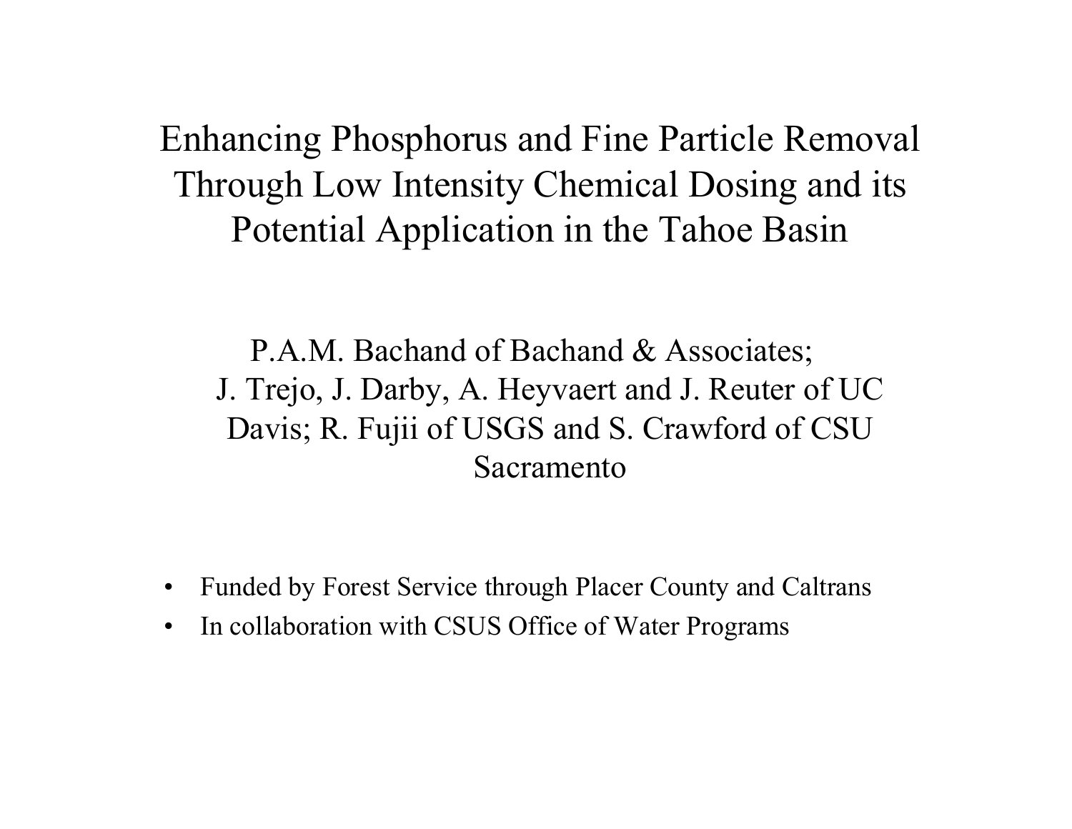# Enhancing Phosphorus and Fine Particle Removal Through Low Intensity Chemical Dosing and its Potential Application in the Tahoe Basin

P.A.M. Bachand of Bachand & Associates;
J. Trejo, J. Darby, A. Heyvaert and J. Reuter of UC Davis; R. Fujii of USGS and S. Crawford of CSU Sacramento

- Funded by Forest Service through Placer County and Caltrans
- In collaboration with CSUS Office of Water Programs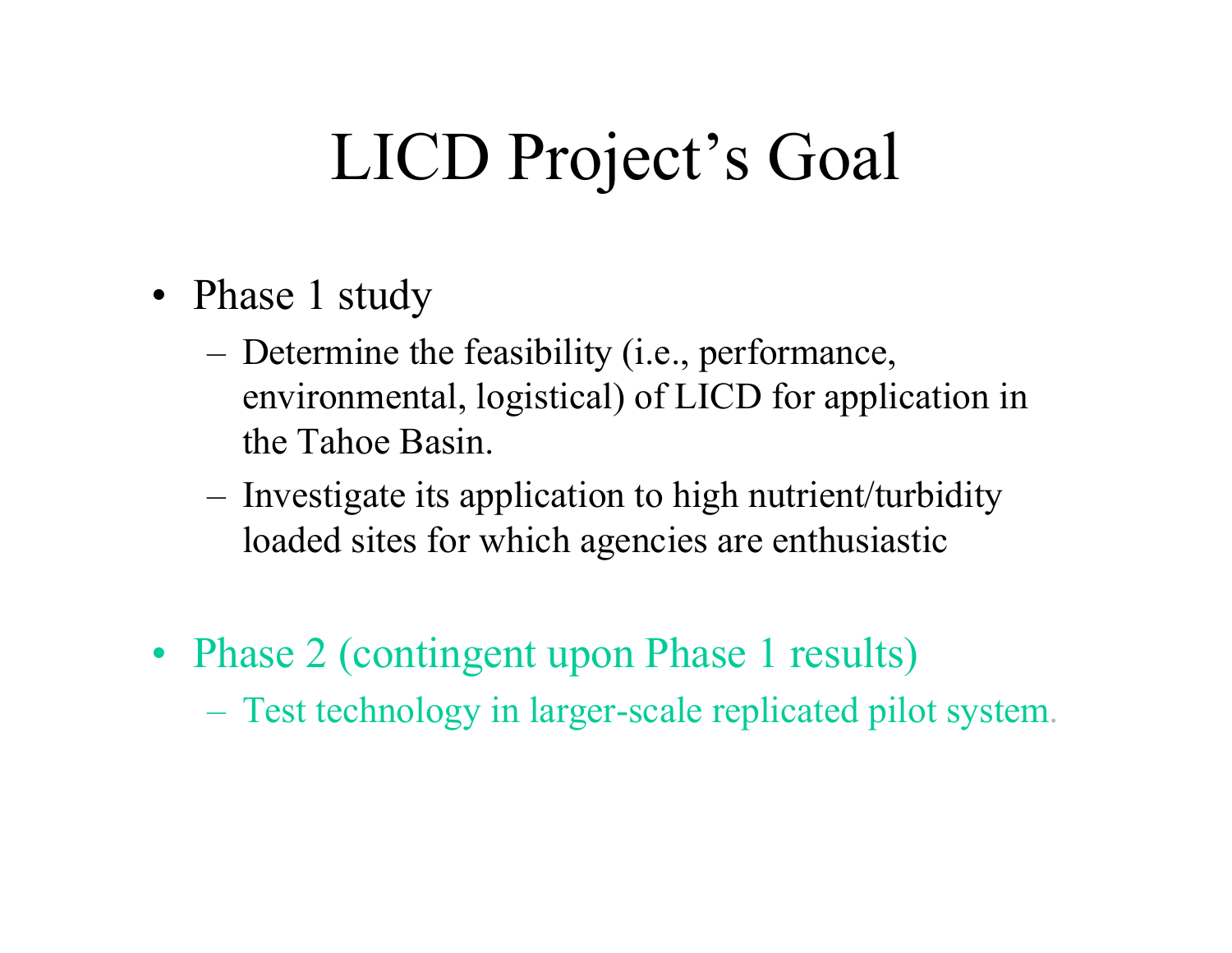# LICD Project's Goal

- Phase 1 study
  - Determine the feasibility (i.e., performance, environmental, logistical) of LICD for application in the Tahoe Basin.
  - Investigate its application to high nutrient/turbidity loaded sites for which agencies are enthusiastic

- Phase 2 (contingent upon Phase 1 results)
  - Test technology in larger-scale replicated pilot system.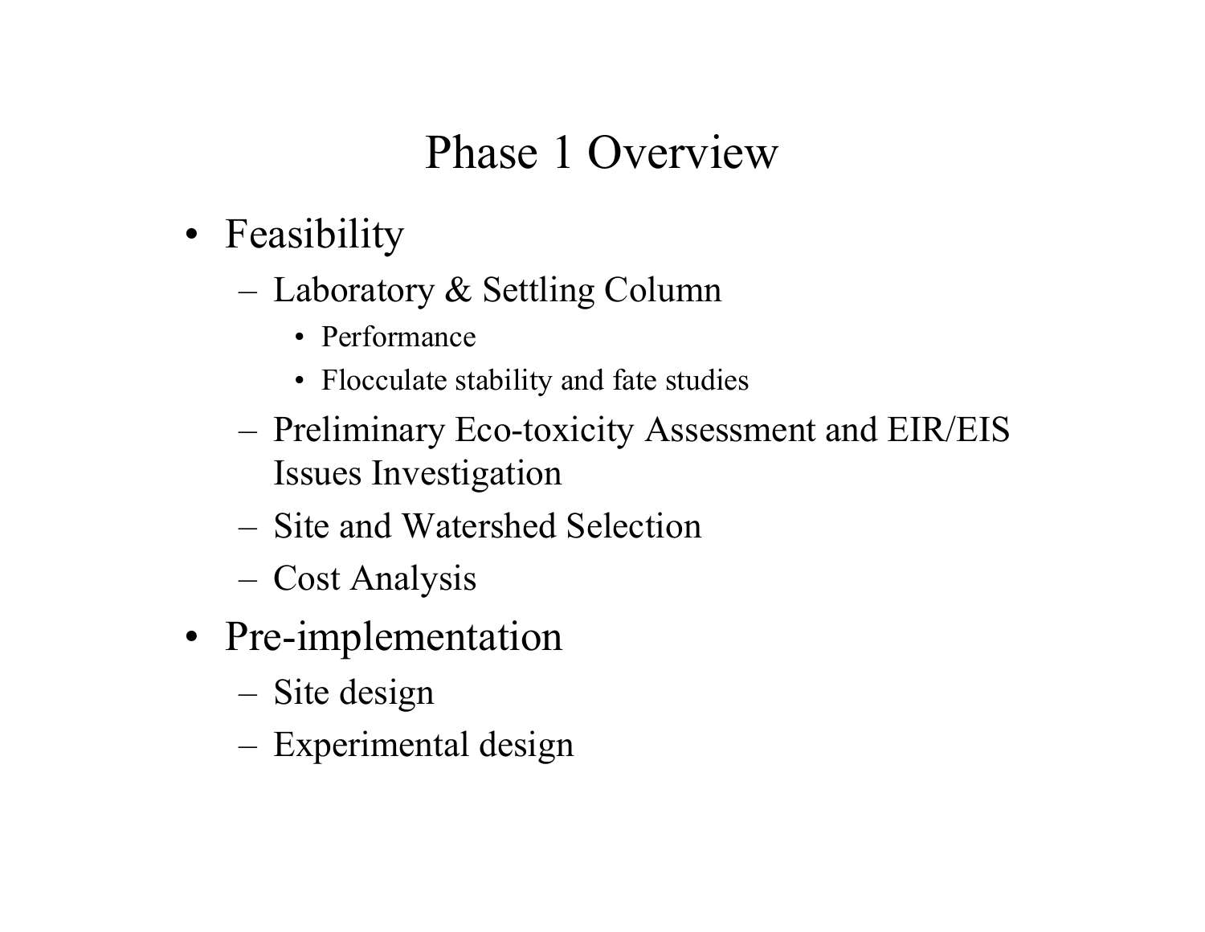# Phase 1 Overview

- Feasibility
  - Laboratory & Settling Column
    - Performance
    - Flocculate stability and fate studies
  - Preliminary Eco-toxicity Assessment and EIR/EIS Issues Investigation
  - Site and Watershed Selection
  - Cost Analysis
- Pre-implementation
  - Site design
  - Experimental design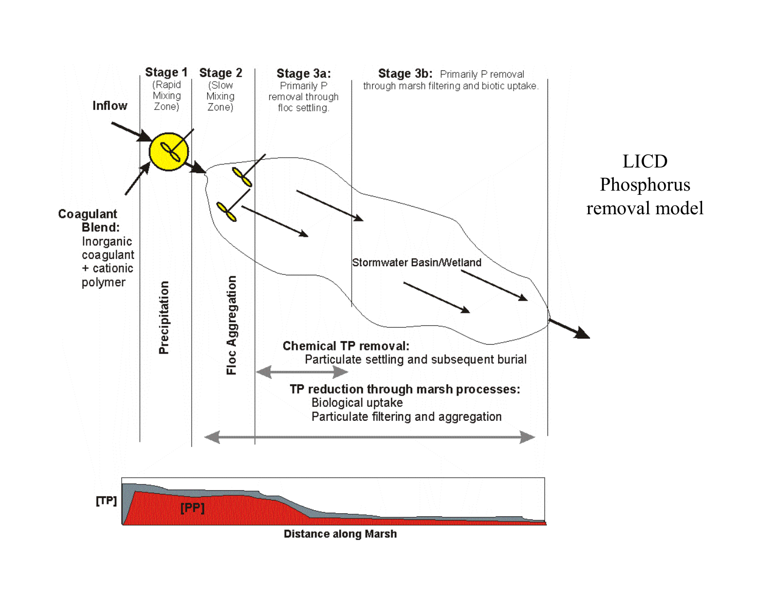# LICD Phosphorus removal model

**Inflow**

**Coagulant Blend:** Inorganic coagulant + cationic polymer

**Stage 1** (Rapid Mixing Zone)

**Stage 2** (Slow Mixing Zone)

**Stage 3a:** Primarily P removal through floc settling.

**Stage 3b:** Primarily P removal through marsh filtering and biotic uptake.

**Precipitation**

**Floc Aggregation**

Stormwater Basin/Wetland

**Chemical TP removal:**
Particulate settling and subsequent burial

**TP reduction through marsh processes:**
Biological uptake
Particulate filtering and aggregation

**[TP]**

**[PP]**

**Distance along Marsh**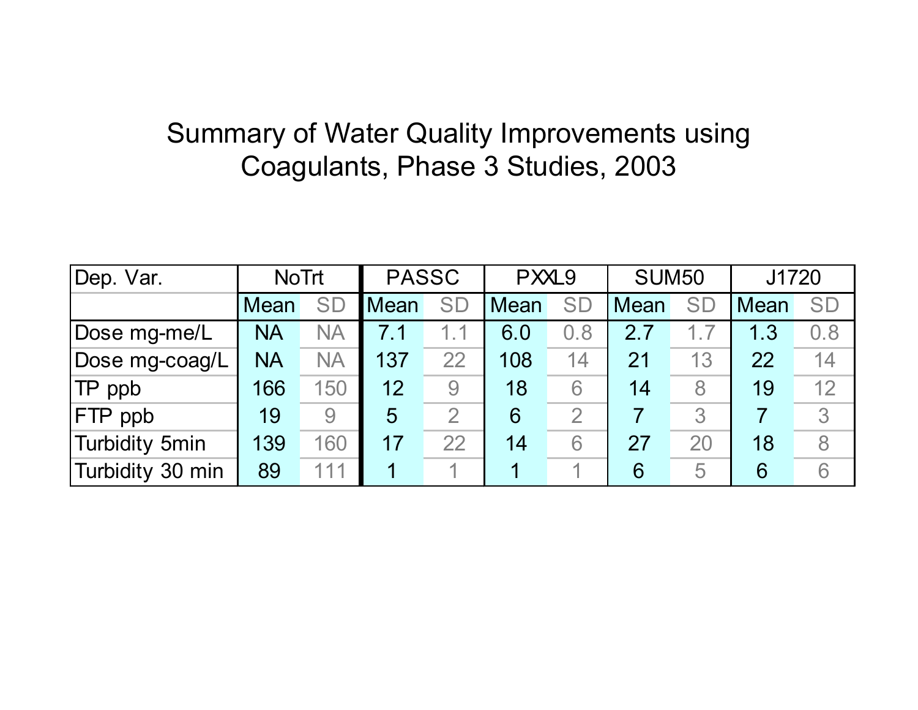# Summary of Water Quality Improvements using Coagulants, Phase 3 Studies, 2003

| Dep. Var. | NoTrt | | PASSC | | PXXL9 | | SUM50 | | J1720 | |
|---|---|---|---|---|---|---|---|---|---|---|
| | Mean | SD | Mean | SD | Mean | SD | Mean | SD | Mean | SD |
| Dose mg-me/L | NA | NA | 7.1 | 1.1 | 6.0 | 0.8 | 2.7 | 1.7 | 1.3 | 0.8 |
| Dose mg-coag/L | NA | NA | 137 | 22 | 108 | 14 | 21 | 13 | 22 | 14 |
| TP ppb | 166 | 150 | 12 | 9 | 18 | 6 | 14 | 8 | 19 | 12 |
| FTP ppb | 19 | 9 | 5 | 2 | 6 | 2 | 7 | 3 | 7 | 3 |
| Turbidity 5min | 139 | 160 | 17 | 22 | 14 | 6 | 27 | 20 | 18 | 8 |
| Turbidity 30 min | 89 | 111 | 1 | 1 | 1 | 1 | 6 | 5 | 6 | 6 |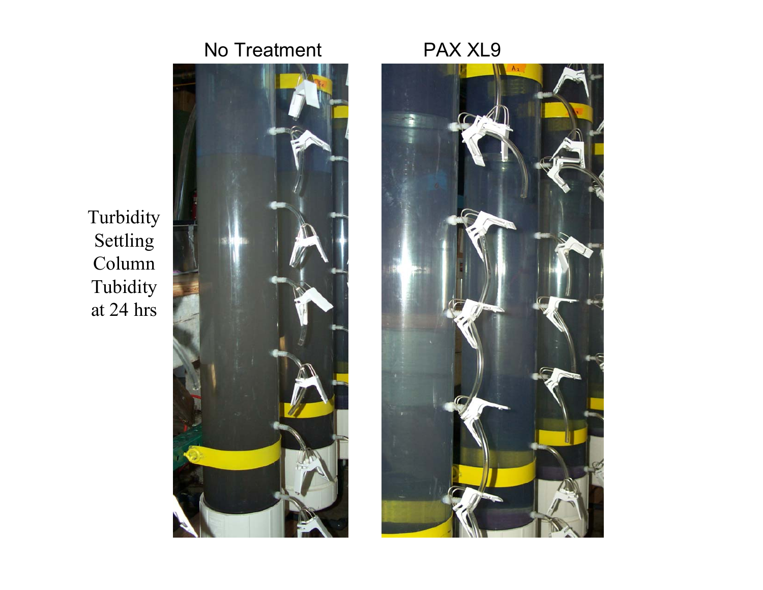No Treatment

PAX XL9

Turbidity Settling Column Tubidity at 24 hrs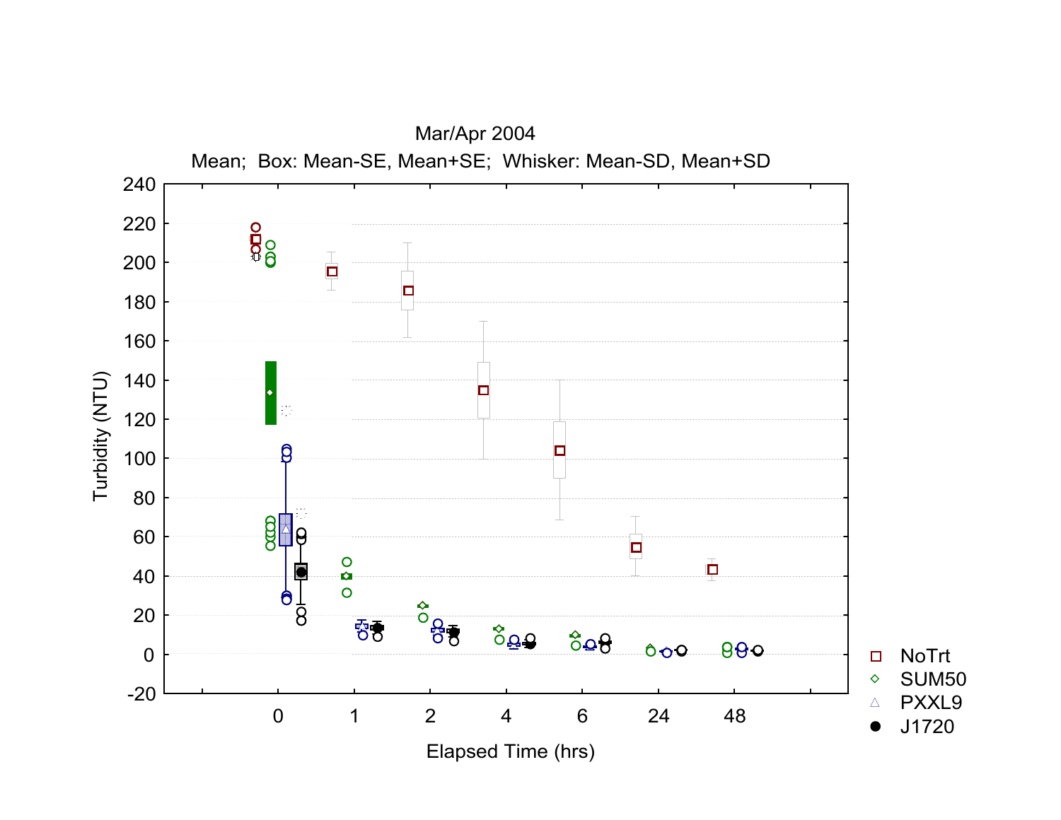Mar/Apr 2004

Mean; Box: Mean-SE, Mean+SE; Whisker: Mean-SD, Mean+SD

Turbidity (NTU)

Elapsed Time (hrs)

0, 1, 2, 4, 6, 24, 48

NoTrt

SUM50

PXXL9

J1720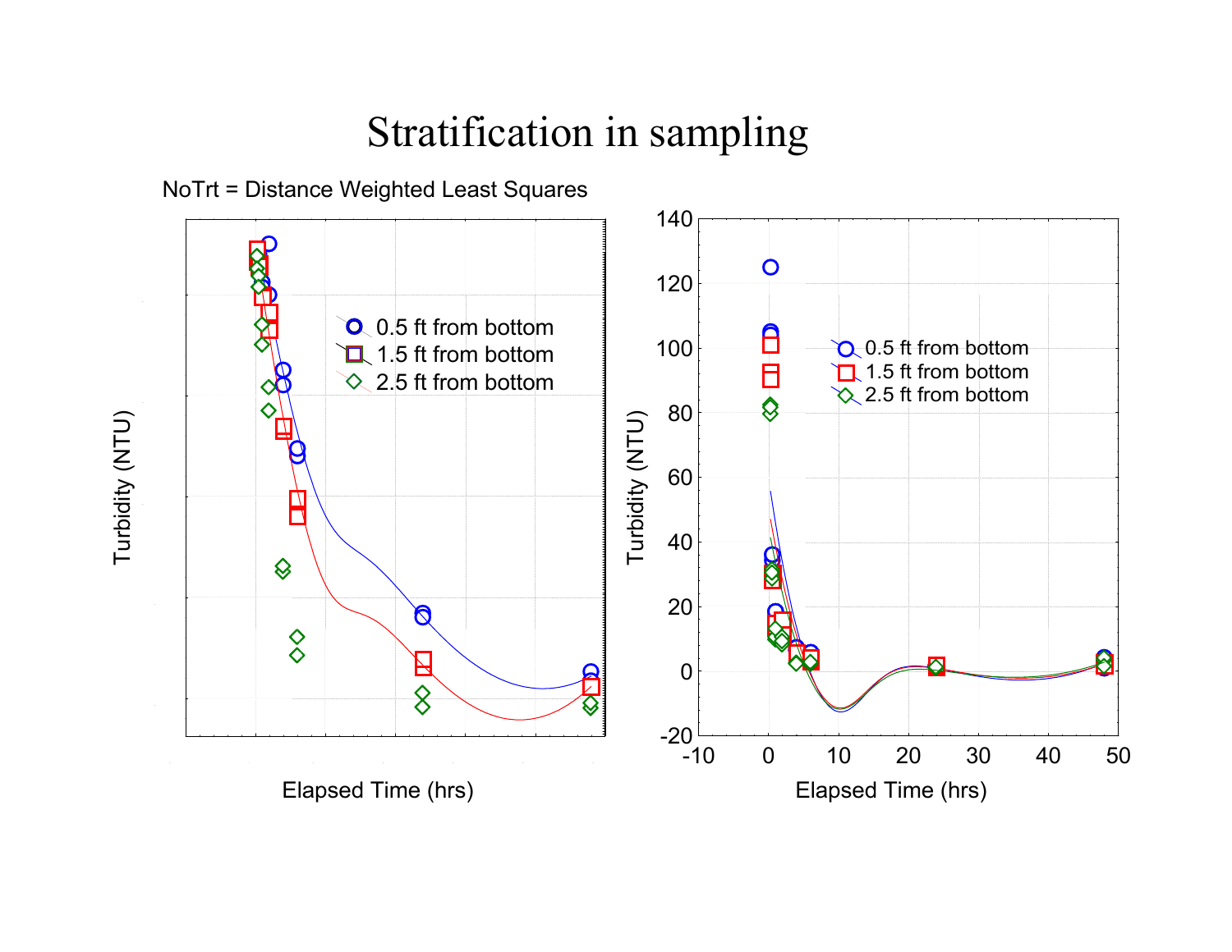# Stratification in sampling

NoTrt = Distance Weighted Least Squares

Turbidity (NTU)

0.5 ft from bottom
1.5 ft from bottom
2.5 ft from bottom

Elapsed Time (hrs)

Turbidity (NTU)

140
120
100
80
60
40
20
0
-20

0.5 ft from bottom
1.5 ft from bottom
2.5 ft from bottom

-10 0 10 20 30 40 50

Elapsed Time (hrs)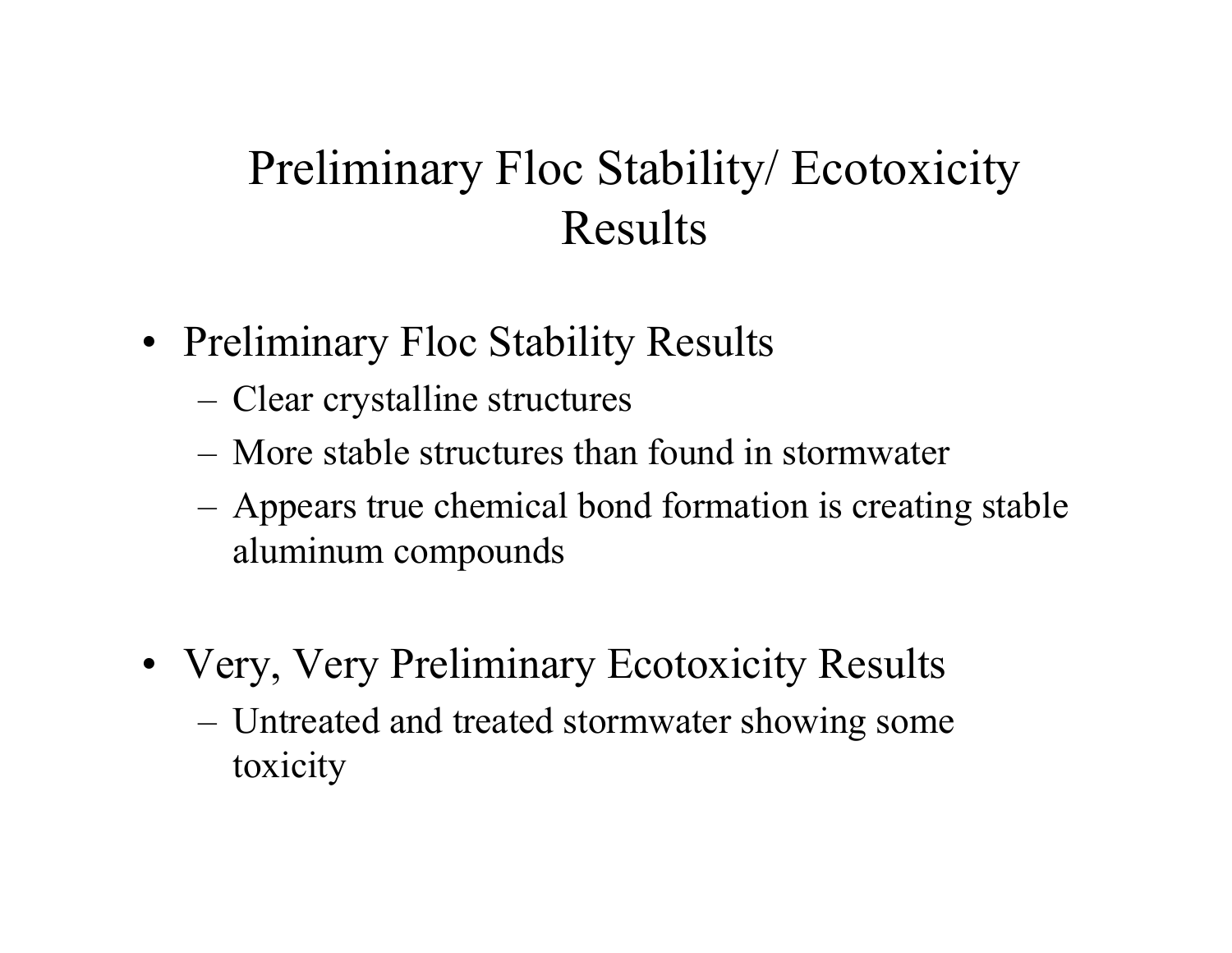# Preliminary Floc Stability/ Ecotoxicity Results

- Preliminary Floc Stability Results
  - Clear crystalline structures
  - More stable structures than found in stormwater
  - Appears true chemical bond formation is creating stable aluminum compounds

- Very, Very Preliminary Ecotoxicity Results
  - Untreated and treated stormwater showing some toxicity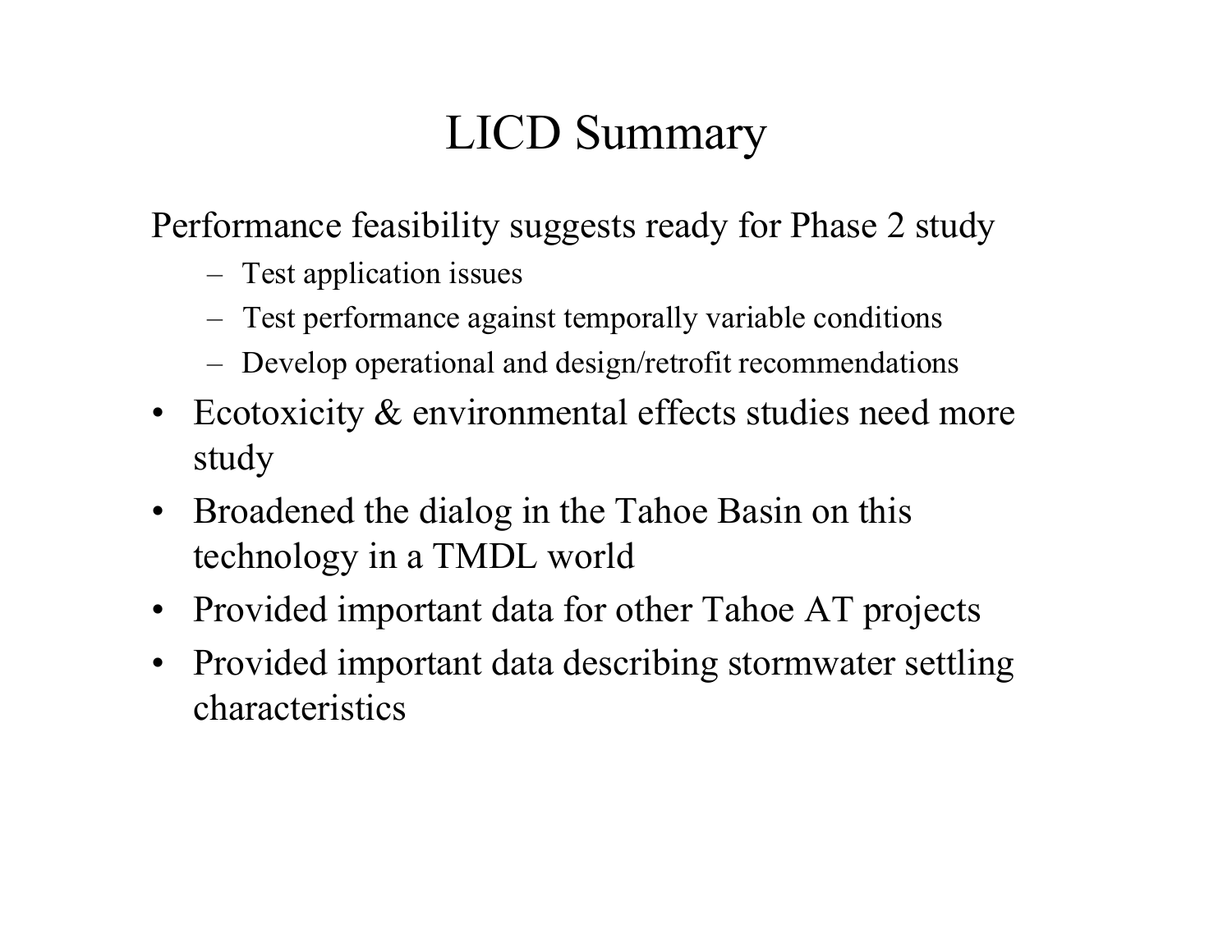# LICD Summary

Performance feasibility suggests ready for Phase 2 study

  - Test application issues
  - Test performance against temporally variable conditions
  - Develop operational and design/retrofit recommendations

- Ecotoxicity & environmental effects studies need more study
- Broadened the dialog in the Tahoe Basin on this technology in a TMDL world
- Provided important data for other Tahoe AT projects
- Provided important data describing stormwater settling characteristics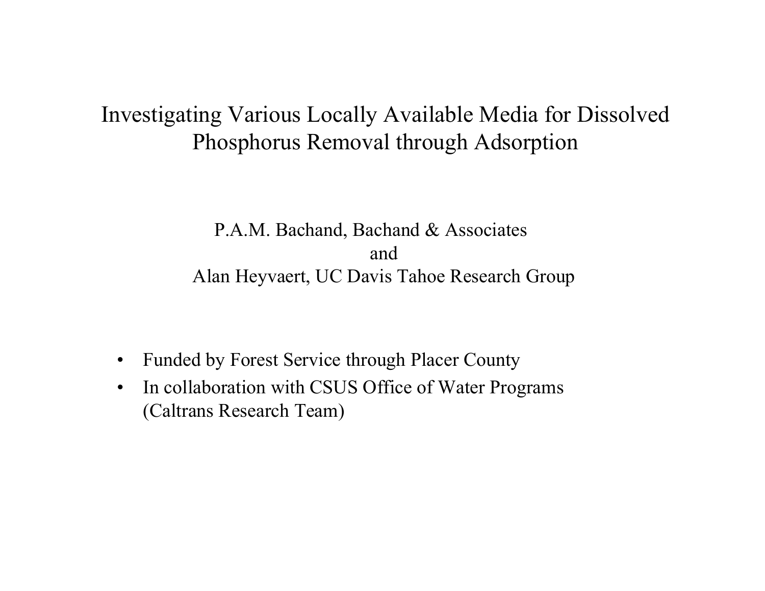# Investigating Various Locally Available Media for Dissolved Phosphorus Removal through Adsorption

P.A.M. Bachand, Bachand & Associates

and

Alan Heyvaert, UC Davis Tahoe Research Group

- Funded by Forest Service through Placer County
- In collaboration with CSUS Office of Water Programs (Caltrans Research Team)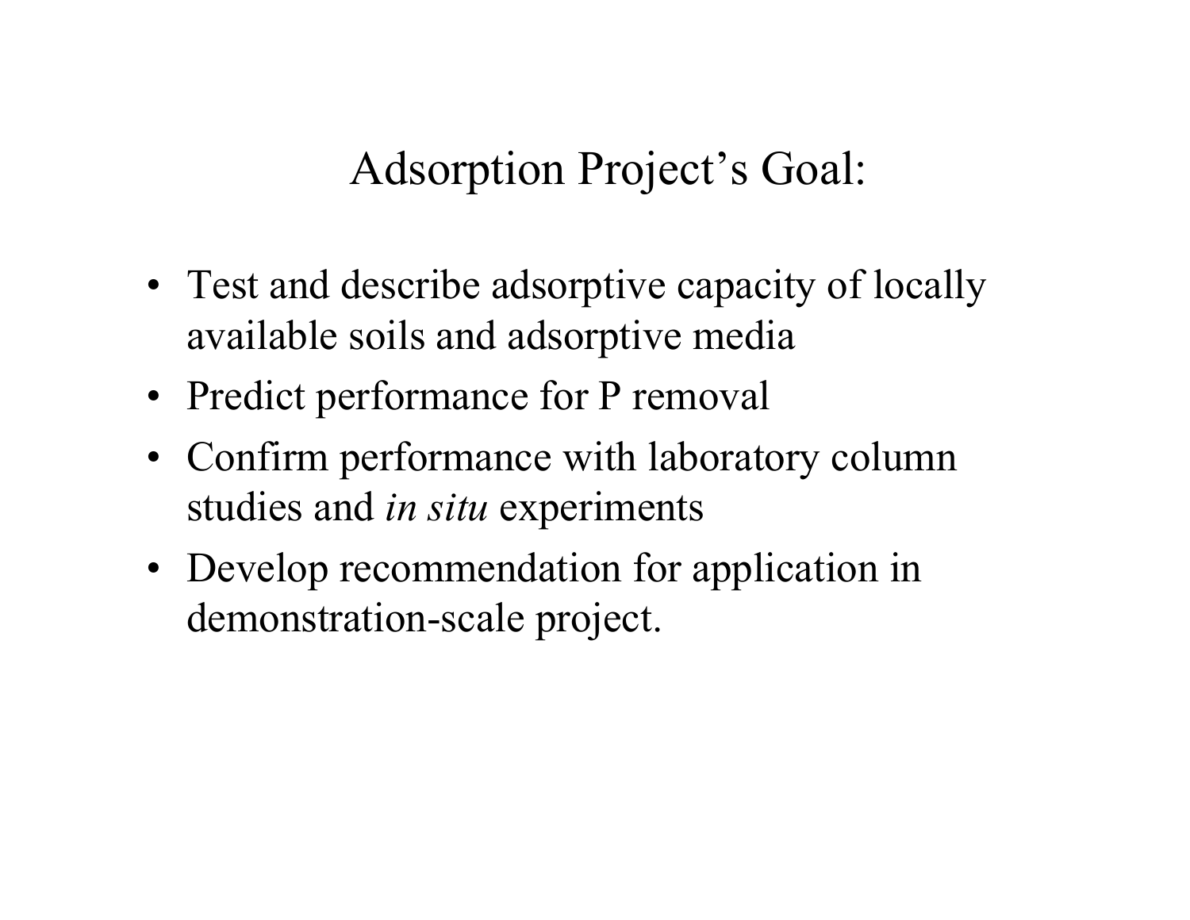# Adsorption Project's Goal:

- Test and describe adsorptive capacity of locally available soils and adsorptive media
- Predict performance for P removal
- Confirm performance with laboratory column studies and *in situ* experiments
- Develop recommendation for application in demonstration-scale project.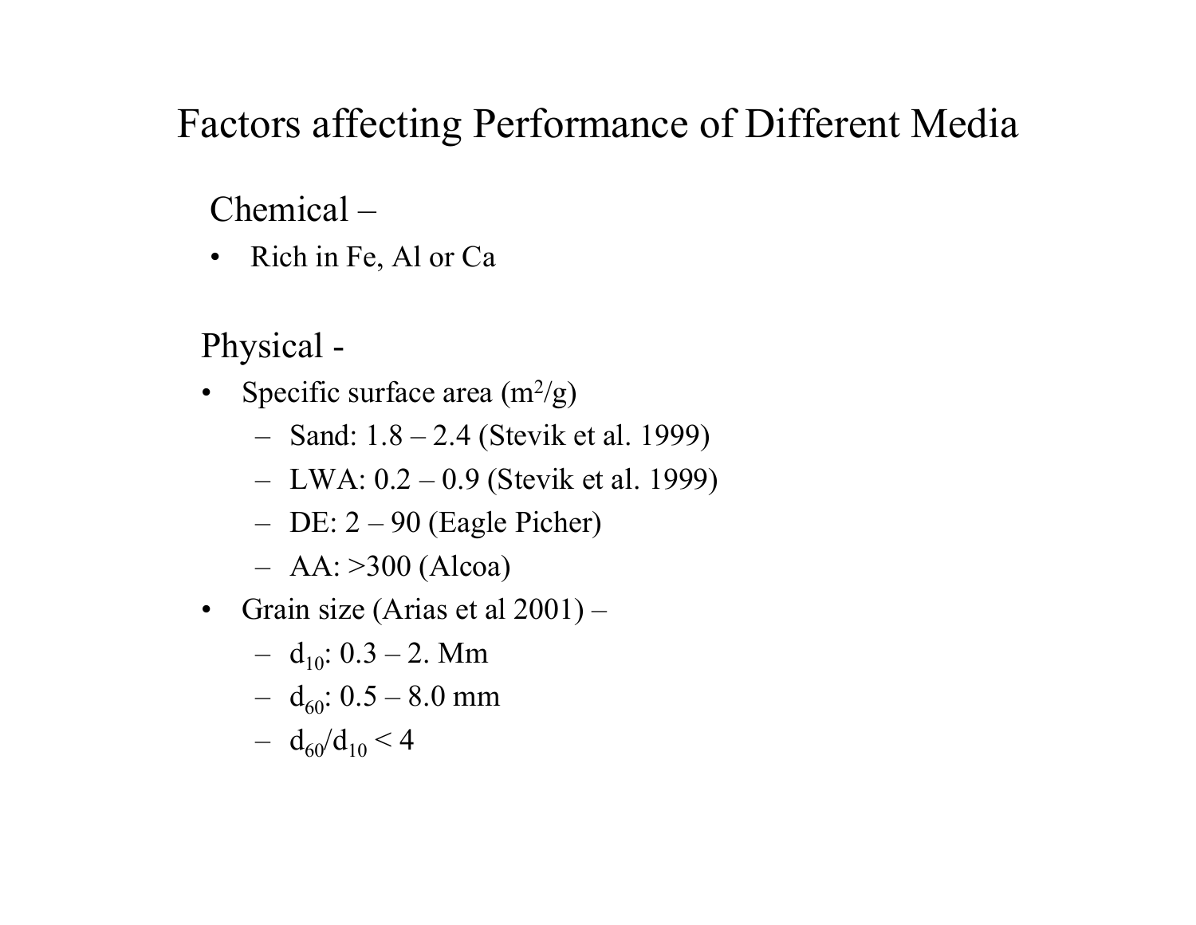# Factors affecting Performance of Different Media

Chemical –

- Rich in Fe, Al or Ca

Physical -

- Specific surface area ($m^2/g$)
  - Sand: 1.8 – 2.4 (Stevik et al. 1999)
  - LWA: 0.2 – 0.9 (Stevik et al. 1999)
  - DE: 2 – 90 (Eagle Picher)
  - AA: >300 (Alcoa)
- Grain size (Arias et al 2001) –
  - $d_{10}$: 0.3 – 2. Mm
  - $d_{60}$: 0.5 – 8.0 mm
  - $d_{60}/d_{10} < 4$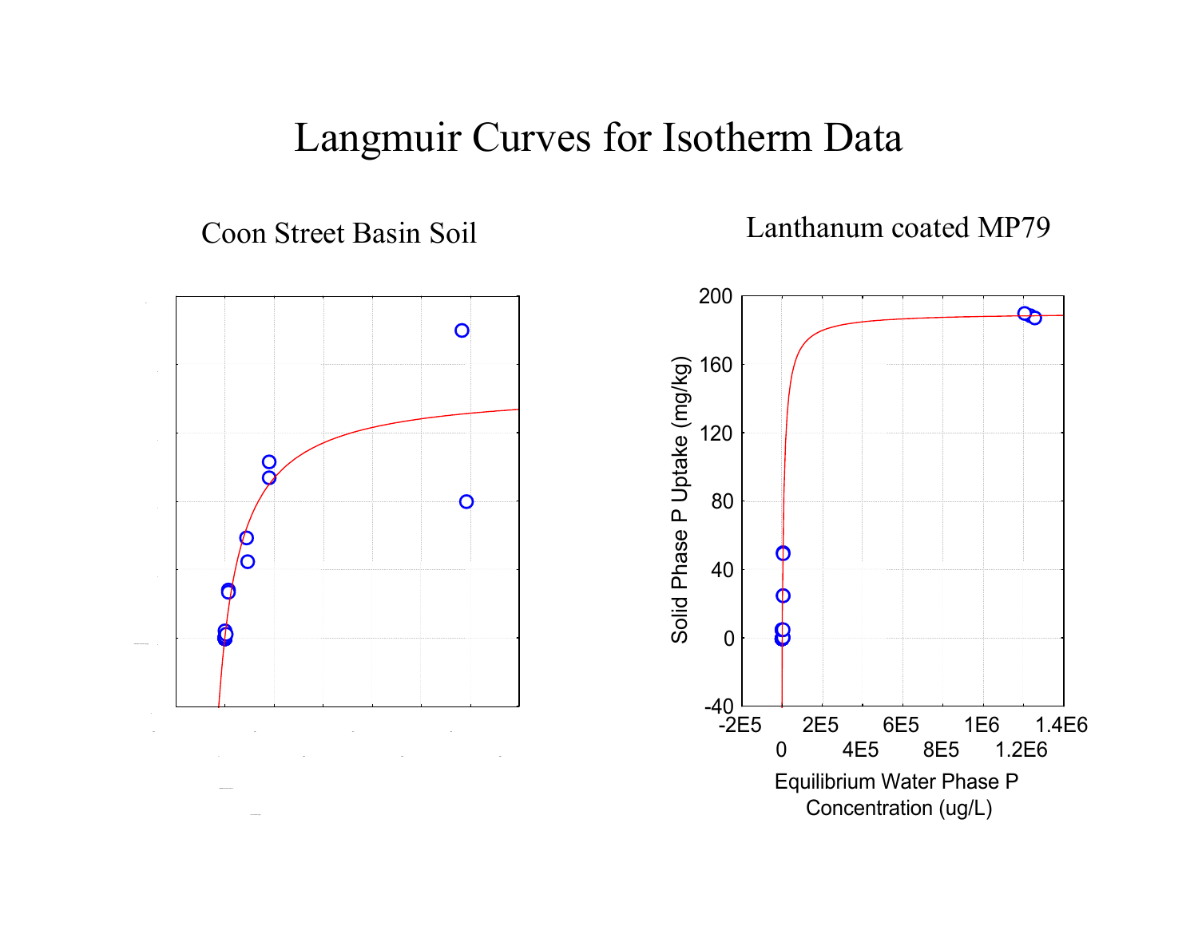# Langmuir Curves for Isotherm Data

## Coon Street Basin Soil

## Lanthanum coated MP79

Solid Phase P Uptake (mg/kg)

200
160
120
80
40
0
-40

-2E5 2E5 6E5 1E6 1.4E6
0 4E5 8E5 1.2E6

Equilibrium Water Phase P Concentration (ug/L)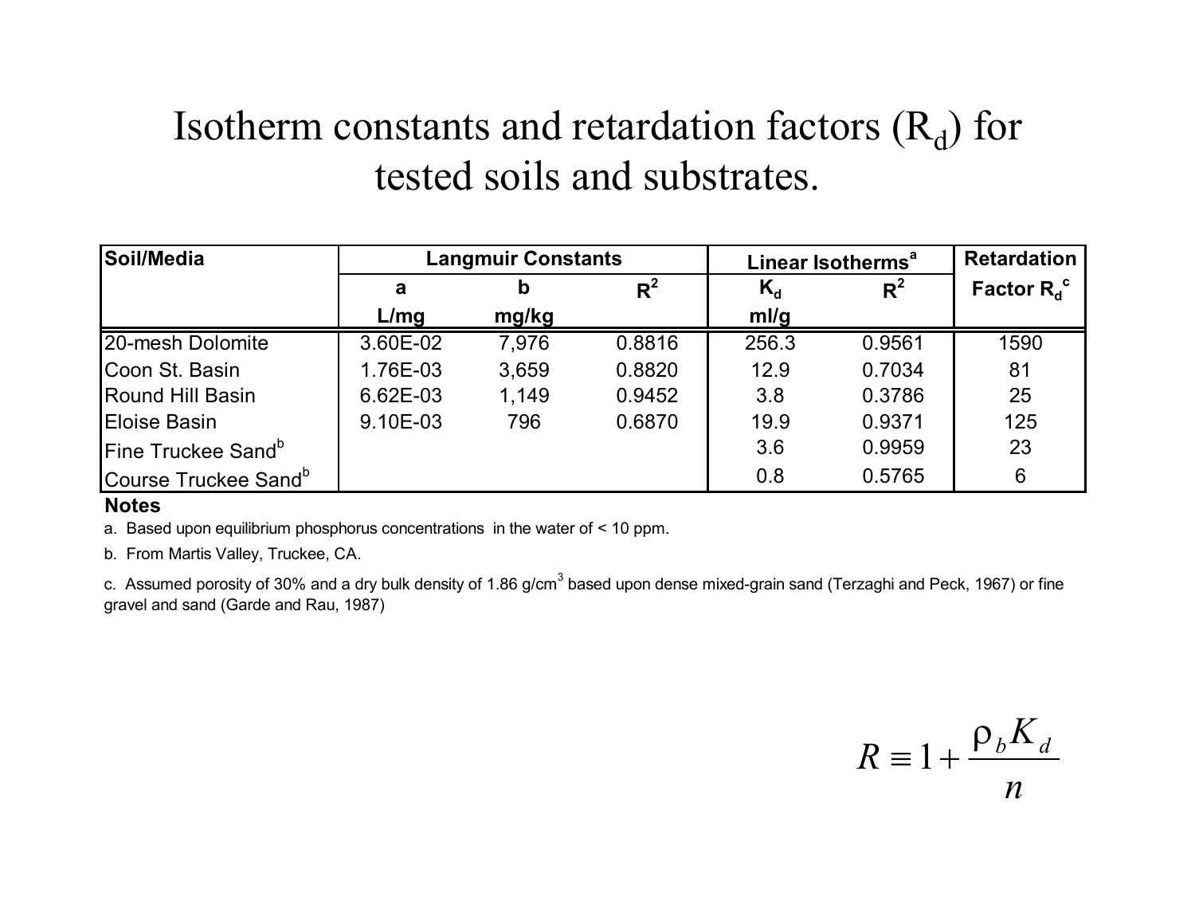# Isotherm constants and retardation factors ($R_d$) for tested soils and substrates.

| Soil/Media | Langmuir Constants | | | Linear Isotherms[a] | | Retardation Factor $R_d$[c] |
|---|---|---|---|---|---|---|
| | a | b | $R^2$ | $K_d$ | $R^2$ | |
| | L/mg | mg/kg | | ml/g | | |
| 20-mesh Dolomite | 3.60E-02 | 7,976 | 0.8816 | 256.3 | 0.9561 | 1590 |
| Coon St. Basin | 1.76E-03 | 3,659 | 0.8820 | 12.9 | 0.7034 | 81 |
| Round Hill Basin | 6.62E-03 | 1,149 | 0.9452 | 3.8 | 0.3786 | 25 |
| Eloise Basin | 9.10E-03 | 796 | 0.6870 | 19.9 | 0.9371 | 125 |
| Fine Truckee Sand[b] | | | | 3.6 | 0.9959 | 23 |
| Course Truckee Sand[b] | | | | 0.8 | 0.5765 | 6 |

**Notes**

a. Based upon equilibrium phosphorus concentrations in the water of < 10 ppm.

b. From Martis Valley, Truckee, CA.

c. Assumed porosity of 30% and a dry bulk density of 1.86 g/cm$^3$ based upon dense mixed-grain sand (Terzaghi and Peck, 1967) or fine gravel and sand (Garde and Rau, 1987)

$$R \equiv 1 + \frac{\rho_b K_d}{n}$$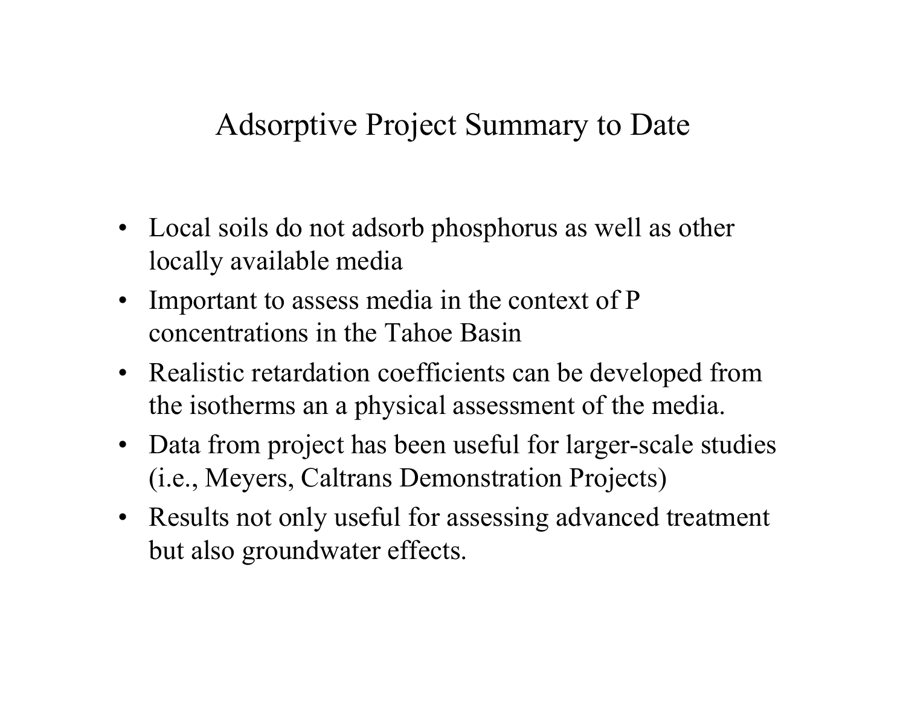# Adsorptive Project Summary to Date

- Local soils do not adsorb phosphorus as well as other locally available media
- Important to assess media in the context of P concentrations in the Tahoe Basin
- Realistic retardation coefficients can be developed from the isotherms an a physical assessment of the media.
- Data from project has been useful for larger-scale studies (i.e., Meyers, Caltrans Demonstration Projects)
- Results not only useful for assessing advanced treatment but also groundwater effects.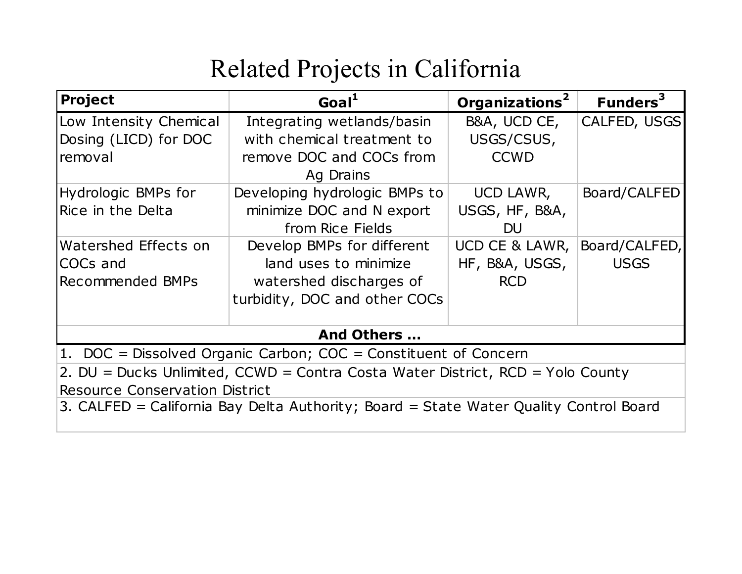# Related Projects in California

| Project | Goal[1] | Organizations[2] | Funders[3] |
|---|---|---|---|
| Low Intensity Chemical Dosing (LICD) for DOC removal | Integrating wetlands/basin with chemical treatment to remove DOC and COCs from Ag Drains | B&A, UCD CE, USGS/CSUS, CCWD | CALFED, USGS |
| Hydrologic BMPs for Rice in the Delta | Developing hydrologic BMPs to minimize DOC and N export from Rice Fields | UCD LAWR, USGS, HF, B&A, DU | Board/CALFED |
| Watershed Effects on COCs and Recommended BMPs | Develop BMPs for different land uses to minimize watershed discharges of turbidity, DOC and other COCs | UCD CE & LAWR, HF, B&A, USGS, RCD | Board/CALFED, USGS |
| **And Others …** | | | |

1. DOC = Dissolved Organic Carbon; COC = Constituent of Concern

2. DU = Ducks Unlimited, CCWD = Contra Costa Water District, RCD = Yolo County Resource Conservation District

3. CALFED = California Bay Delta Authority; Board = State Water Quality Control Board